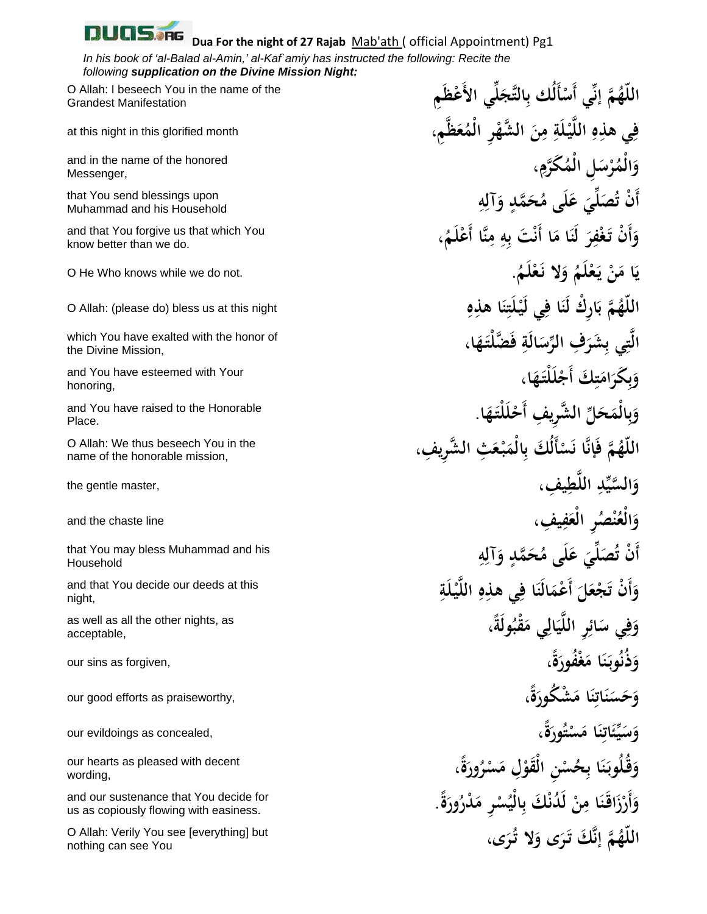**Dua For the night of 27 Rajab** Mab'ath ( official Appointment) Pg1

*In his book of 'al-Balad al-Amin,' al-Kaf`amiy has instructed the following: Recite the following **supplication on the Divine Mission Night:***

| English | Arabic |
|---|---|
| O Allah: I beseech You in the name of the Grandest Manifestation | اللّهُمَّ إنّي أَسْأَلُك بِالتَّجَلِّي الأَعْظَمِ |
| at this night in this glorified month | فِي هذِهِ اللَّيْلَةِ مِنَ الشَّهْرِ الْمُعَظَّمِ، |
| and in the name of the honored Messenger, | وَالْمُرْسَلِ الْمُكَرَّمِ، |
| that You send blessings upon Muhammad and his Household | أَنْ تُصَلِّيَ عَلَى مُحَمَّدٍ وَآلِهِ |
| and that You forgive us that which You know better than we do. | وَأَنْ تَغْفِرَ لَنَا مَا أَنْتَ بِهِ مِنَّا أَعْلَمُ، |
| O He Who knows while we do not. | يَا مَنْ يَعْلَمُ وَلا نَعْلَمُ. |
| O Allah: (please do) bless us at this night | اللّهُمَّ بَارِكْ لَنَا فِي لَيْلَتِنَا هذِهِ |
| which You have exalted with the honor of the Divine Mission, | الَّتِي بِشَرَفِ الرِّسَالَةِ فَضَّلْتَهَا، |
| and You have esteemed with Your honoring, | وَبِكَرَامَتِكَ أَجْلَلْتَهَا، |
| and You have raised to the Honorable Place. | وَبِالْمَحَلِّ الشَّرِيفِ أَحْلَلْتَهَا. |
| O Allah: We thus beseech You in the name of the honorable mission, | اللّهُمَّ فَإنَّا نَسْأَلُكَ بِالْمَبْعَثِ الشَّرِيفِ، |
| the gentle master, | وَالسَّيِّدِ اللَّطِيفِ، |
| and the chaste line | وَالْعُنْصُرِ الْعَفِيفِ، |
| that You may bless Muhammad and his Household | أَنْ تُصَلِّيَ عَلَى مُحَمَّدٍ وَآلِهِ |
| and that You decide our deeds at this night, | وَأَنْ تَجْعَلَ أَعْمَالَنَا فِي هذِهِ اللَّيْلَةِ |
| as well as all the other nights, as acceptable, | وَفِي سَائِرِ اللَّيَالِي مَقْبُولَةً، |
| our sins as forgiven, | وَذُنُوبَنَا مَغْفُورَةً، |
| our good efforts as praiseworthy, | وَحَسَنَاتِنَا مَشْكُورَةً، |
| our evildoings as concealed, | وَسَيِّئَاتِنَا مَسْتُورَةً، |
| our hearts as pleased with decent wording, | وَقُلُوبَنَا بِحُسْنِ الْقَوْلِ مَسْرُورَةً، |
| and our sustenance that You decide for us as copiously flowing with easiness. | وَأَرْزَاقَنَا مِنْ لَدُنْكَ بِالْيُسْرِ مَدْرُورَةً. |
| O Allah: Verily You see [everything] but nothing can see You | اللّهُمَّ إنَّكَ تَرَى وَلا تُرَى، |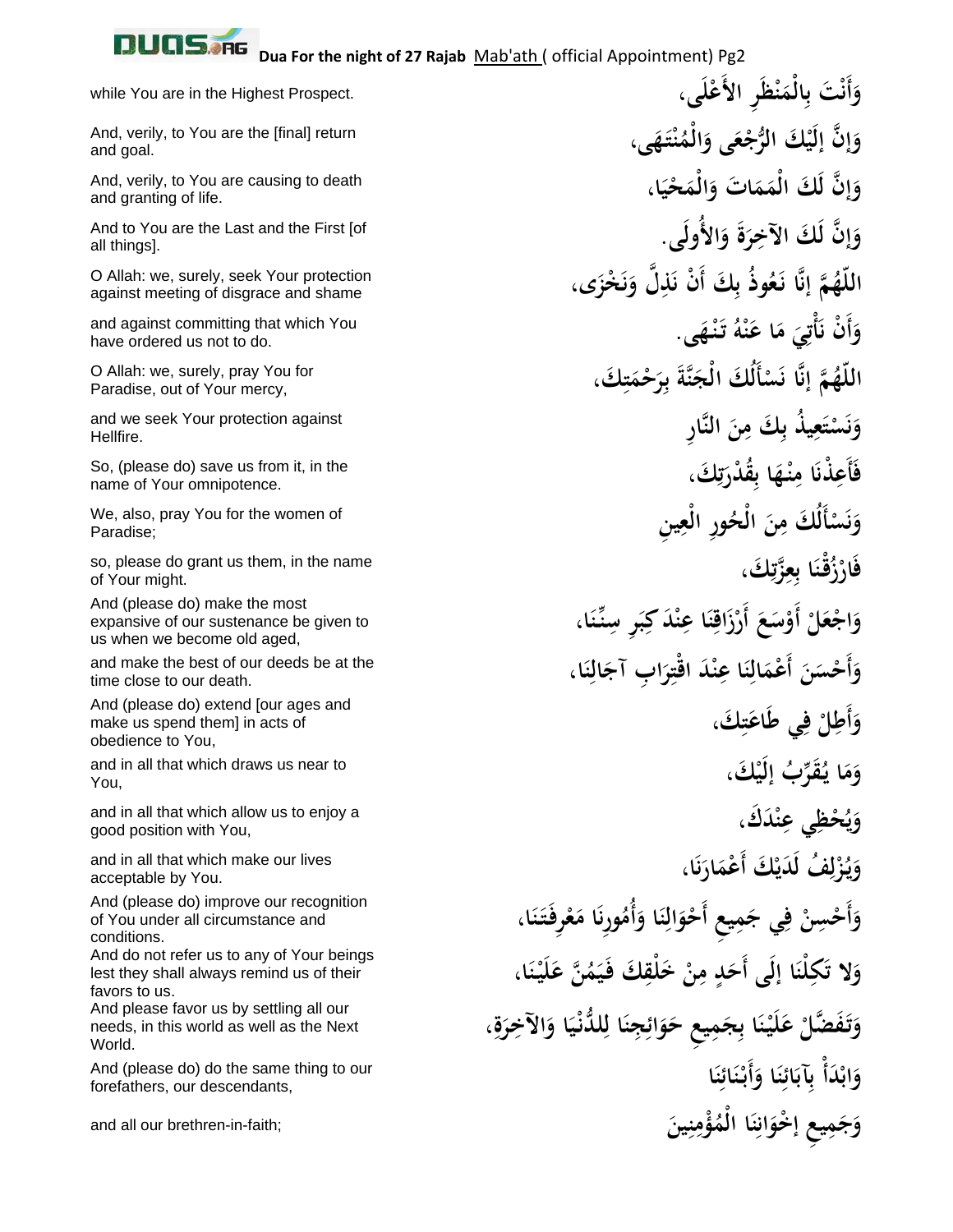| | |
|---|---|
| while You are in the Highest Prospect. | وَأَنْتَ بِالْمَنْظَرِ الأَعْلَى، |
| And, verily, to You are the [final] return and goal. | وَإِنَّ إِلَيْكَ الرُّجْعَى وَالْمُنْتَهَى، |
| And, verily, to You are causing to death and granting of life. | وَإِنَّ لَكَ الْمَمَاتَ وَالْمَحْيَا، |
| And to You are the Last and the First [of all things]. | وَإِنَّ لَكَ الآخِرَةَ وَالأُولَى. |
| O Allah: we, surely, seek Your protection against meeting of disgrace and shame | اللّهُمَّ إِنَّا نَعُوذُ بِكَ أَنْ نَذِلَّ وَنَخْزَى، |
| and against committing that which You have ordered us not to do. | وَأَنْ نَأْتِيَ مَا عَنْهُ تَنْهَى. |
| O Allah: we, surely, pray You for Paradise, out of Your mercy, | اللّهُمَّ إِنَّا نَسْأَلُكَ الْجَنَّةَ بِرَحْمَتِكَ، |
| and we seek Your protection against Hellfire. | وَنَسْتَعِيذُ بِكَ مِنَ النَّارِ |
| So, (please do) save us from it, in the name of Your omnipotence. | فَأَعِذْنَا مِنْهَا بِقُدْرَتِكَ، |
| We, also, pray You for the women of Paradise; | وَنَسْأَلُكَ مِنَ الْحُورِ الْعِينِ |
| so, please do grant us them, in the name of Your might. | فَارْزُقْنَا بِعِزَّتِكَ، |
| And (please do) make the most expansive of our sustenance be given to us when we become old aged, | وَاجْعَلْ أَوْسَعَ أَرْزَاقِنَا عِنْدَ كِبَرِ سِنِّنَا، |
| and make the best of our deeds be at the time close to our death. | وَأَحْسَنَ أَعْمَالِنَا عِنْدَ اقْتِرَابِ آجَالِنَا، |
| And (please do) extend [our ages and make us spend them] in acts of obedience to You, | وَأَطِلْ فِي طَاعَتِكَ، |
| and in all that which draws us near to You, | وَمَا يُقَرِّبُ إِلَيْكَ، |
| and in all that which allow us to enjoy a good position with You, | وَيُحْظِي عِنْدَكَ، |
| and in all that which make our lives acceptable by You. | وَيُزْلِفُ لَدَيْكَ أَعْمَارَنَا، |
| And (please do) improve our recognition of You under all circumstance and conditions. | وَأَحْسِنْ فِي جَمِيعِ أَحْوَالِنَا وَأُمُورِنَا مَعْرِفَتَنَا، |
| And do not refer us to any of Your beings lest they shall always remind us of their favors to us. | وَلا تَكِلْنَا إِلَى أَحَدٍ مِنْ خَلْقِكَ فَيَمُنَّ عَلَيْنَا، |
| And please favor us by settling all our needs, in this world as well as the Next World. | وَتَفَضَّلْ عَلَيْنَا بِجَمِيعِ حَوَائِجِنَا لِلدُّنْيَا وَالآخِرَةِ، |
| And (please do) do the same thing to our forefathers, our descendants, | وَابْدَأْ بِآبَائِنَا وَأَبْنَائِنَا |
| and all our brethren-in-faith; | وَجَمِيعِ إِخْوَانِنَا الْمُؤْمِنِينَ |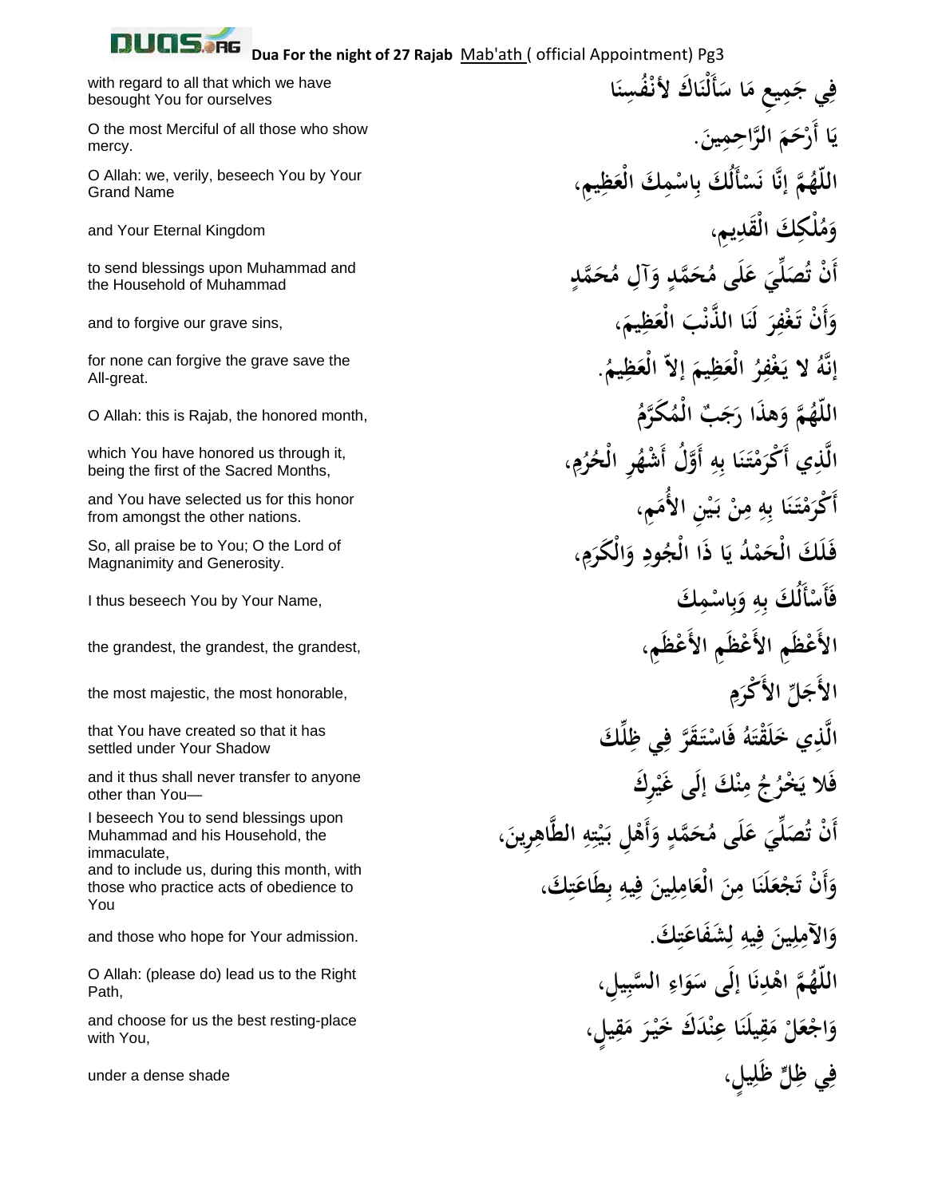| | |
|---|---|
| فِي جَمِيعِ مَا سَأَلْنَاكَ لأَنْفُسِنَا | with regard to all that which we have besought You for ourselves |
| يَا أَرْحَمَ الرَّاحِمِينَ. | O the most Merciful of all those who show mercy. |
| اللّهُمَّ إنَّا نَسْأَلُكَ بِاسْمِكَ الْعَظِيمِ، | O Allah: we, verily, beseech You by Your Grand Name |
| وَمُلْكِكَ الْقَدِيمِ، | and Your Eternal Kingdom |
| أَنْ تُصَلِّيَ عَلَى مُحَمَّدٍ وَآلِ مُحَمَّدٍ | to send blessings upon Muhammad and the Household of Muhammad |
| وَأَنْ تَغْفِرَ لَنَا الذَّنْبَ الْعَظِيمَ، | and to forgive our grave sins, |
| إنَّهُ لا يَغْفِرُ الْعَظِيمَ إلاّ الْعَظِيمُ. | for none can forgive the grave save the All-great. |
| اللّهُمَّ وَهذَا رَجَبٌ الْمُكَرَّمُ | O Allah: this is Rajab, the honored month, |
| الَّذِي أَكْرَمْتَنَا بِهِ أَوَّلُ أَشْهُرِ الْحُرُمِ، | which You have honored us through it, being the first of the Sacred Months, |
| أَكْرَمْتَنَا بِهِ مِنْ بَيْنِ الأُمَمِ، | and You have selected us for this honor from amongst the other nations. |
| فَلَكَ الْحَمْدُ يَا ذَا الْجُودِ وَالْكَرَمِ، | So, all praise be to You; O the Lord of Magnanimity and Generosity. |
| فَأَسْأَلُكَ بِهِ وَبِاسْمِكَ | I thus beseech You by Your Name, |
| الأَعْظَمِ الأَعْظَمِ الأَعْظَمِ، | the grandest, the grandest, the grandest, |
| الأَجَلِّ الأَكْرَمِ | the most majestic, the most honorable, |
| الَّذِي خَلَقْتَهُ فَاسْتَقَرَّ فِي ظِلِّكَ | that You have created so that it has settled under Your Shadow |
| فَلا يَخْرُجُ مِنْكَ إلَى غَيْرِكَ | and it thus shall never transfer to anyone other than You— |
| أَنْ تُصَلِّيَ عَلَى مُحَمَّدٍ وَأَهْلِ بَيْتِهِ الطَّاهِرِينَ، | I beseech You to send blessings upon Muhammad and his Household, the immaculate, |
| وَأَنْ تَجْعَلَنَا مِنَ الْعَامِلِينَ فِيهِ بِطَاعَتِكَ، | and to include us, during this month, with those who practice acts of obedience to You |
| وَالآمِلِينَ فِيهِ لِشَفَاعَتِكَ. | and those who hope for Your admission. |
| اللّهُمَّ اهْدِنَا إلَى سَوَاءِ السَّبِيلِ، | O Allah: (please do) lead us to the Right Path, |
| وَاجْعَلْ مَقِيلَنَا عِنْدَكَ خَيْرَ مَقِيلٍ، | and choose for us the best resting-place with You, |
| فِي ظِلٍّ ظَلِيلٍ، | under a dense shade |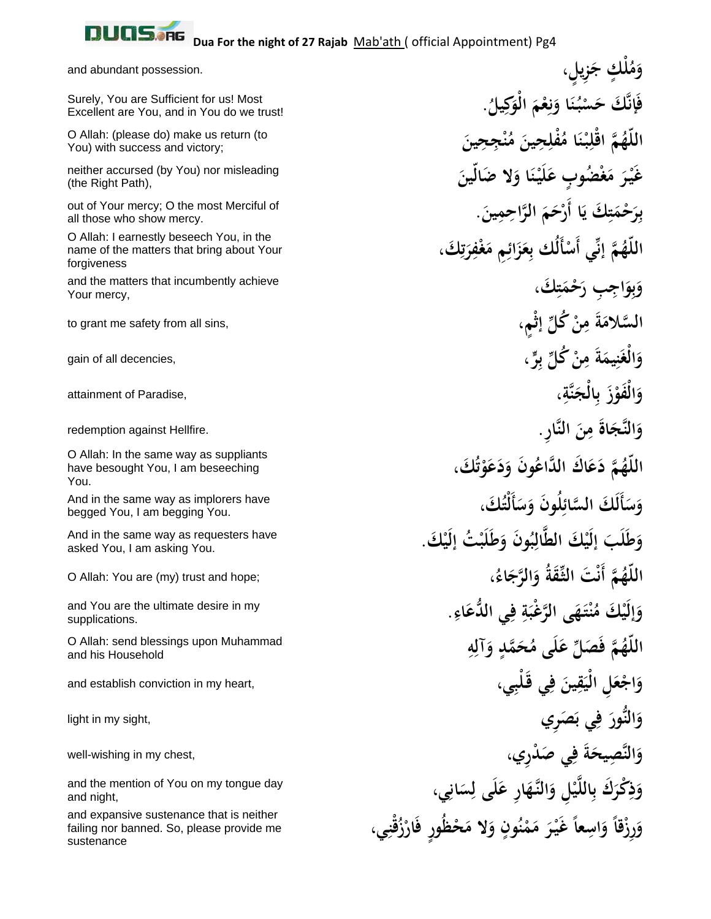| | |
|---|---|
| and abundant possession. | وَمُلْكٍ جَزِيلٍ، |
| Surely, You are Sufficient for us! Most Excellent are You, and in You do we trust! | فَإِنَّكَ حَسْبُنَا وَنِعْمَ الْوَكِيلُ. |
| O Allah: (please do) make us return (to You) with success and victory; | اللّهُمَّ اقْلِبْنَا مُفْلِحِينَ مُنْجِحِينَ |
| neither accursed (by You) nor misleading (the Right Path), | غَيْرَ مَغْضُوبٍ عَلَيْنَا وَلا ضَالّينَ |
| out of Your mercy; O the most Merciful of all those who show mercy. | بِرَحْمَتِكَ يَا أَرْحَمَ الرَّاحِمِينَ. |
| O Allah: I earnestly beseech You, in the name of the matters that bring about Your forgiveness | اللّهُمَّ إِنّي أَسْأَلُك بِعَزَائِمِ مَغْفِرَتِكَ، |
| and the matters that incumbently achieve Your mercy, | وَبِوَاجِبِ رَحْمَتِكَ، |
| to grant me safety from all sins, | السَّلامَةَ مِنْ كُلِّ إِثْمٍ، |
| gain of all decencies, | وَالْغَنِيمَةَ مِنْ كُلِّ بِرٍّ، |
| attainment of Paradise, | وَالْفَوْزَ بِالْجَنَّةِ، |
| redemption against Hellfire. | وَالنَّجَاةَ مِنَ النَّارِ. |
| O Allah: In the same way as suppliants have besought You, I am beseeching You. | اللّهُمَّ دَعَاكَ الدَّاعُونَ وَدَعَوْتُكَ، |
| And in the same way as implorers have begged You, I am begging You. | وَسَأَلَكَ السَّائِلُونَ وَسَأَلْتُكَ، |
| And in the same way as requesters have asked You, I am asking You. | وَطَلَبَ إِلَيْكَ الطَّالِبُونَ وَطَلَبْتُ إِلَيْكَ. |
| O Allah: You are (my) trust and hope; | اللّهُمَّ أَنْتَ الثِّقَةُ وَالرَّجَاءُ، |
| and You are the ultimate desire in my supplications. | وَإِلَيْكَ مُنْتَهَى الرَّغْبَةِ فِي الدُّعَاءِ. |
| O Allah: send blessings upon Muhammad and his Household | اللّهُمَّ فَصَلِّ عَلَى مُحَمَّدٍ وَآلِهِ |
| and establish conviction in my heart, | وَاجْعَلِ الْيَقِينَ فِي قَلْبِي، |
| light in my sight, | وَالنُّورَ فِي بَصَرِي |
| well-wishing in my chest, | وَالنَّصِيحَةَ فِي صَدْرِي، |
| and the mention of You on my tongue day and night, | وَذِكْرَكَ بِاللَّيْلِ وَالنَّهَارِ عَلَى لِسَانِي، |
| and expansive sustenance that is neither failing nor banned. So, please provide me sustenance | وَرِزْقاً وَاسِعاً غَيْرَ مَمْنُونٍ وَلا مَحْظُورٍ فَارْزُقْنِي، |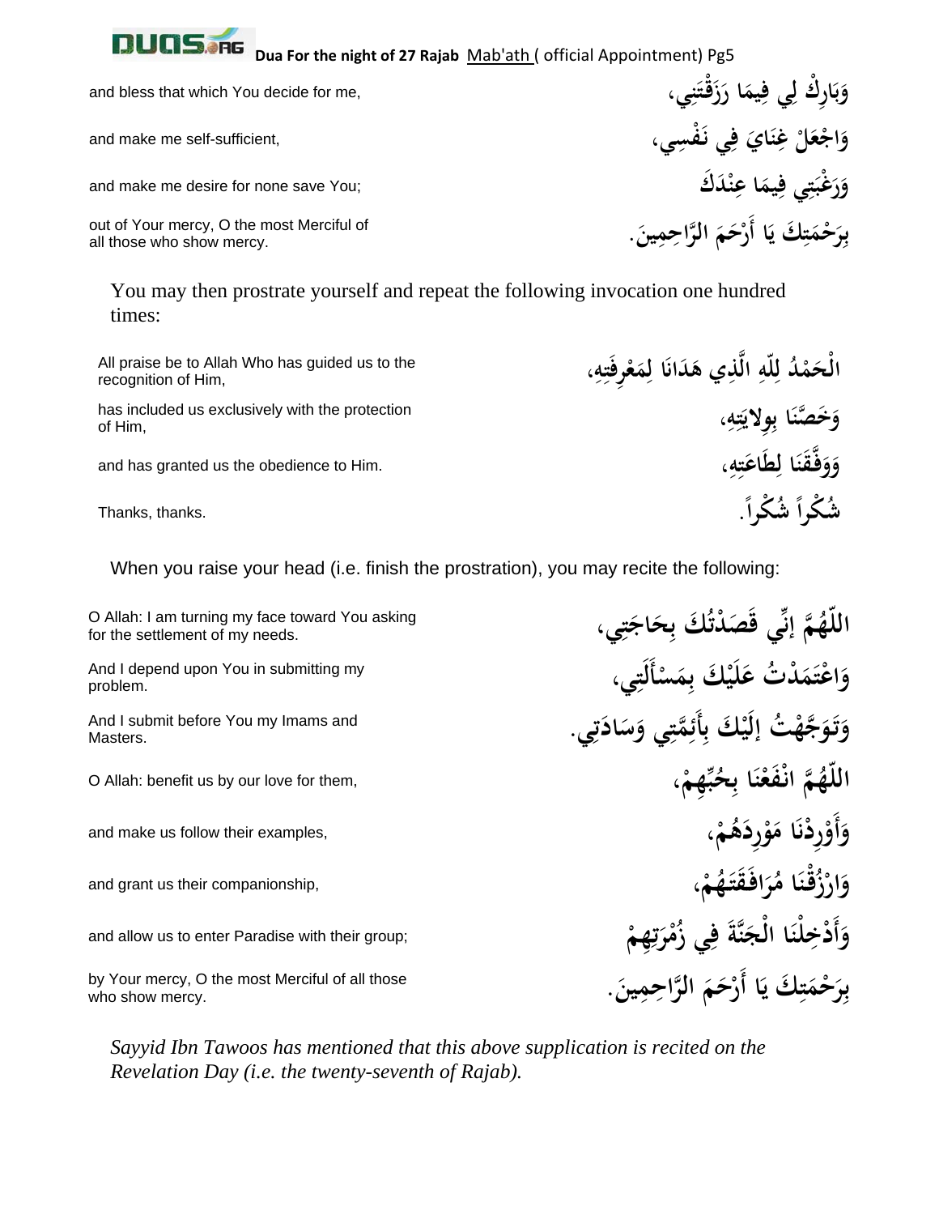| | |
|---|---|
| and bless that which You decide for me, | وَبَارِكْ لِي فِيمَا رَزَقْتَنِي، |
| and make me self-sufficient, | وَاجْعَلْ غِنَايَ فِي نَفْسِي، |
| and make me desire for none save You; | وَرَغْبَتِي فِيمَا عِنْدَكَ |
| out of Your mercy, O the most Merciful of all those who show mercy. | بِرَحْمَتِكَ يَا أَرْحَمَ الرَّاحِمِينَ. |

You may then prostrate yourself and repeat the following invocation one hundred times:

| | |
|---|---|
| All praise be to Allah Who has guided us to the recognition of Him, | الْحَمْدُ لِلّهِ الَّذِي هَدَانَا لِمَعْرِفَتِهِ، |
| has included us exclusively with the protection of Him, | وَخَصَّنَا بِوِلايَتِهِ، |
| and has granted us the obedience to Him. | وَوَفَّقَنَا لِطَاعَتِهِ، |
| Thanks, thanks. | شُكْراً شُكْراً. |

When you raise your head (i.e. finish the prostration), you may recite the following:

| | |
|---|---|
| O Allah: I am turning my face toward You asking for the settlement of my needs. | اللّهُمَّ إنِّي قَصَدْتُكَ بِحَاجَتِي، |
| And I depend upon You in submitting my problem. | وَاعْتَمَدْتُ عَلَيْكَ بِمَسْأَلَتِي، |
| And I submit before You my Imams and Masters. | وَتَوَجَّهْتُ إلَيْكَ بِأَئِمَّتِي وَسَادَتِي. |
| O Allah: benefit us by our love for them, | اللّهُمَّ انْفَعْنَا بِحُبِّهِمْ، |
| and make us follow their examples, | وَأَوْرِدْنَا مَوْرِدَهُمْ، |
| and grant us their companionship, | وَارْزُقْنَا مُرَافَقَتَهُمْ، |
| and allow us to enter Paradise with their group; | وَأَدْخِلْنَا الْجَنَّةَ فِي زُمْرَتِهِمْ |
| by Your mercy, O the most Merciful of all those who show mercy. | بِرَحْمَتِكَ يَا أَرْحَمَ الرَّاحِمِينَ. |

*Sayyid Ibn Tawoos has mentioned that this above supplication is recited on the Revelation Day (i.e. the twenty-seventh of Rajab).*